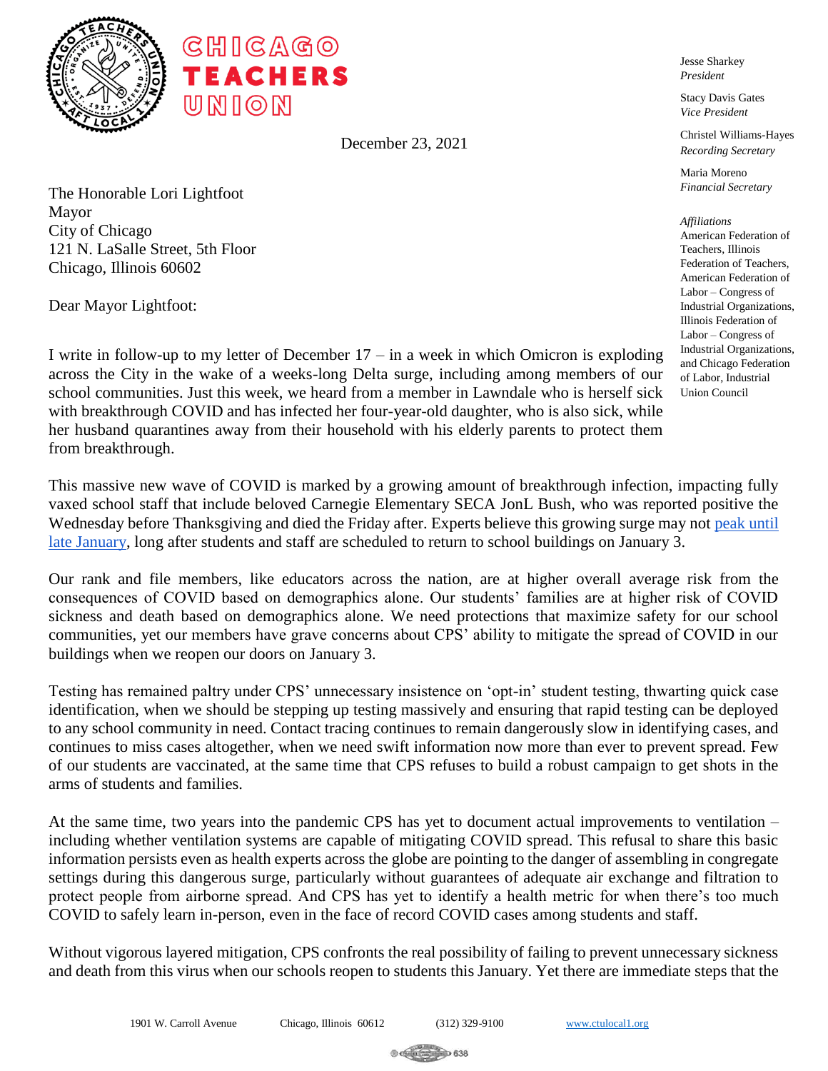# CHICAGO TEACHERS UNION

December 23, 2021

Jesse Sharkey
*President*

Stacy Davis Gates
*Vice President*

Christel Williams-Hayes
*Recording Secretary*

Maria Moreno
*Financial Secretary*

*Affiliations*
American Federation of Teachers, Illinois Federation of Teachers, American Federation of Labor – Congress of Industrial Organizations, Illinois Federation of Labor – Congress of Industrial Organizations, and Chicago Federation of Labor, Industrial Union Council

The Honorable Lori Lightfoot
Mayor
City of Chicago
121 N. LaSalle Street, 5th Floor
Chicago, Illinois 60602

Dear Mayor Lightfoot:

I write in follow-up to my letter of December 17 – in a week in which Omicron is exploding across the City in the wake of a weeks-long Delta surge, including among members of our school communities. Just this week, we heard from a member in Lawndale who is herself sick with breakthrough COVID and has infected her four-year-old daughter, who is also sick, while her husband quarantines away from their household with his elderly parents to protect them from breakthrough.

This massive new wave of COVID is marked by a growing amount of breakthrough infection, impacting fully vaxed school staff that include beloved Carnegie Elementary SECA JonL Bush, who was reported positive the Wednesday before Thanksgiving and died the Friday after. Experts believe this growing surge may not peak until late January, long after students and staff are scheduled to return to school buildings on January 3.

Our rank and file members, like educators across the nation, are at higher overall average risk from the consequences of COVID based on demographics alone. Our students' families are at higher risk of COVID sickness and death based on demographics alone. We need protections that maximize safety for our school communities, yet our members have grave concerns about CPS' ability to mitigate the spread of COVID in our buildings when we reopen our doors on January 3.

Testing has remained paltry under CPS' unnecessary insistence on 'opt-in' student testing, thwarting quick case identification, when we should be stepping up testing massively and ensuring that rapid testing can be deployed to any school community in need. Contact tracing continues to remain dangerously slow in identifying cases, and continues to miss cases altogether, when we need swift information now more than ever to prevent spread. Few of our students are vaccinated, at the same time that CPS refuses to build a robust campaign to get shots in the arms of students and families.

At the same time, two years into the pandemic CPS has yet to document actual improvements to ventilation – including whether ventilation systems are capable of mitigating COVID spread. This refusal to share this basic information persists even as health experts across the globe are pointing to the danger of assembling in congregate settings during this dangerous surge, particularly without guarantees of adequate air exchange and filtration to protect people from airborne spread. And CPS has yet to identify a health metric for when there's too much COVID to safely learn in-person, even in the face of record COVID cases among students and staff.

Without vigorous layered mitigation, CPS confronts the real possibility of failing to prevent unnecessary sickness and death from this virus when our schools reopen to students this January. Yet there are immediate steps that the

1901 W. Carroll Avenue Chicago, Illinois 60612 (312) 329-9100 www.ctulocal1.org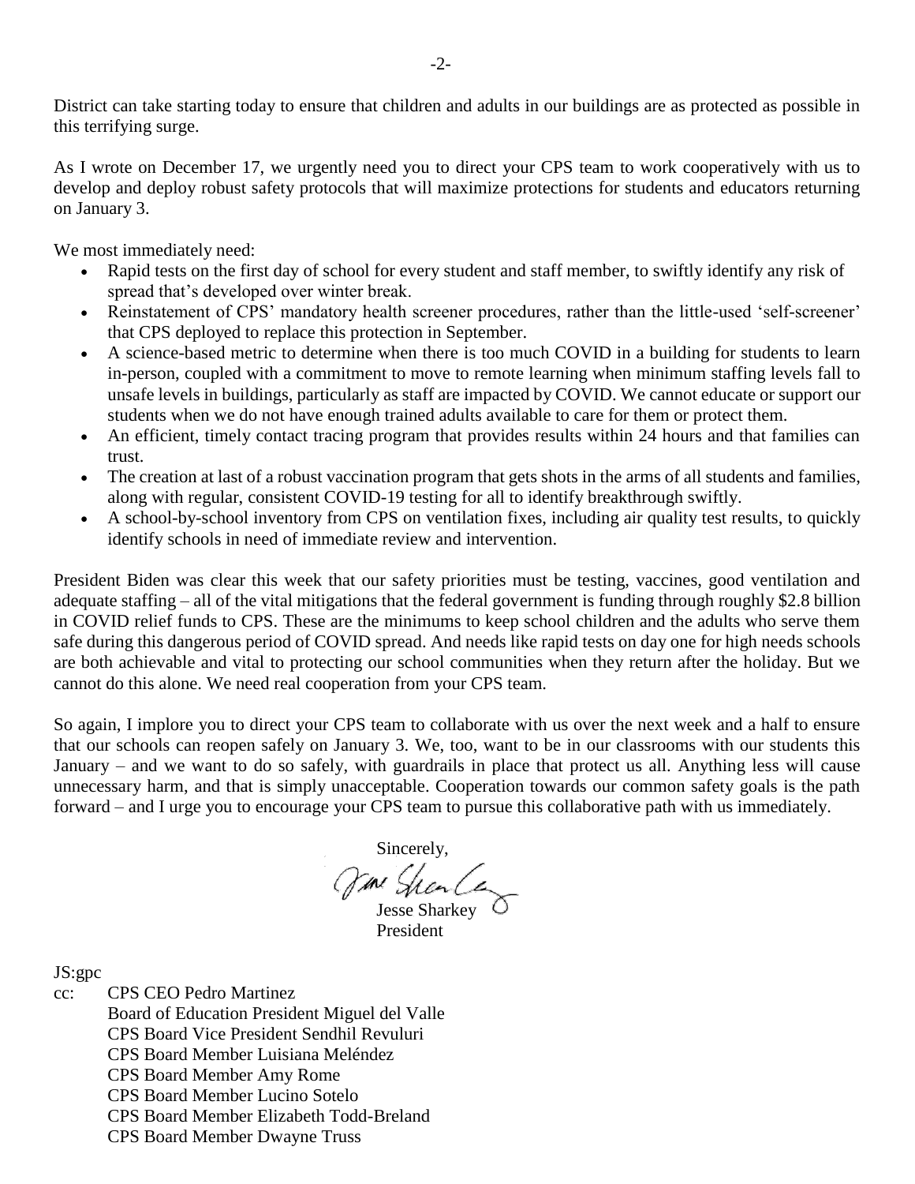District can take starting today to ensure that children and adults in our buildings are as protected as possible in this terrifying surge.

As I wrote on December 17, we urgently need you to direct your CPS team to work cooperatively with us to develop and deploy robust safety protocols that will maximize protections for students and educators returning on January 3.

We most immediately need:

- Rapid tests on the first day of school for every student and staff member, to swiftly identify any risk of spread that's developed over winter break.
- Reinstatement of CPS' mandatory health screener procedures, rather than the little-used 'self-screener' that CPS deployed to replace this protection in September.
- A science-based metric to determine when there is too much COVID in a building for students to learn in-person, coupled with a commitment to move to remote learning when minimum staffing levels fall to unsafe levels in buildings, particularly as staff are impacted by COVID. We cannot educate or support our students when we do not have enough trained adults available to care for them or protect them.
- An efficient, timely contact tracing program that provides results within 24 hours and that families can trust.
- The creation at last of a robust vaccination program that gets shots in the arms of all students and families, along with regular, consistent COVID-19 testing for all to identify breakthrough swiftly.
- A school-by-school inventory from CPS on ventilation fixes, including air quality test results, to quickly identify schools in need of immediate review and intervention.

President Biden was clear this week that our safety priorities must be testing, vaccines, good ventilation and adequate staffing – all of the vital mitigations that the federal government is funding through roughly $2.8 billion in COVID relief funds to CPS. These are the minimums to keep school children and the adults who serve them safe during this dangerous period of COVID spread. And needs like rapid tests on day one for high needs schools are both achievable and vital to protecting our school communities when they return after the holiday. But we cannot do this alone. We need real cooperation from your CPS team.

So again, I implore you to direct your CPS team to collaborate with us over the next week and a half to ensure that our schools can reopen safely on January 3. We, too, want to be in our classrooms with our students this January – and we want to do so safely, with guardrails in place that protect us all. Anything less will cause unnecessary harm, and that is simply unacceptable. Cooperation towards our common safety goals is the path forward – and I urge you to encourage your CPS team to pursue this collaborative path with us immediately.

Sincerely,

Jesse Sharkey
President

JS:gpc

cc: CPS CEO Pedro Martinez
Board of Education President Miguel del Valle
CPS Board Vice President Sendhil Revuluri
CPS Board Member Luisiana Meléndez
CPS Board Member Amy Rome
CPS Board Member Lucino Sotelo
CPS Board Member Elizabeth Todd-Breland
CPS Board Member Dwayne Truss